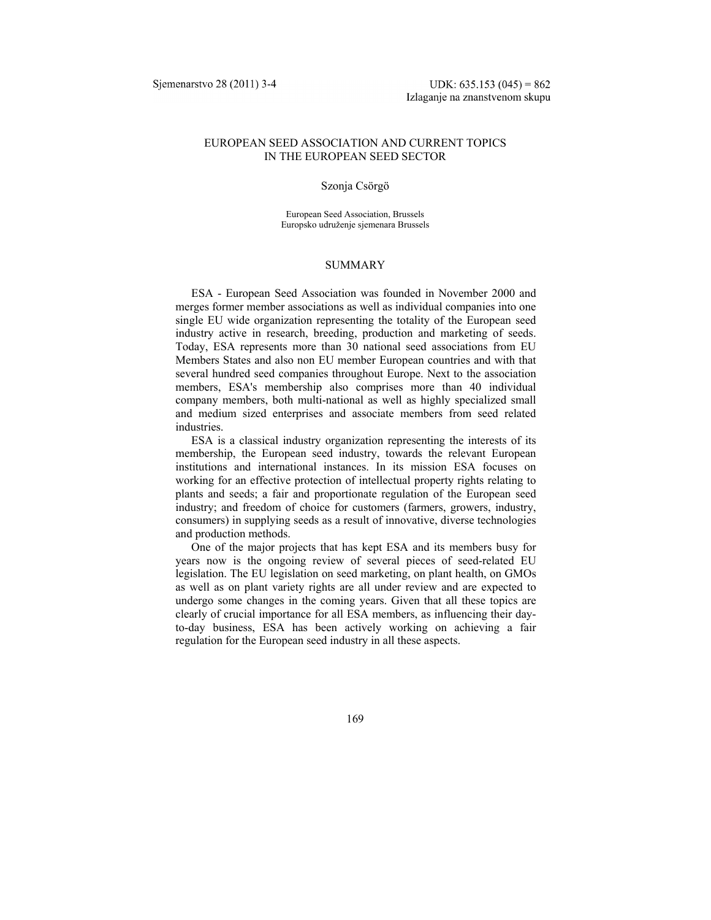UDK: 635.153 (045) = 862
Izlaganje na znanstvenom skupu

# EUROPEAN SEED ASSOCIATION AND CURRENT TOPICS IN THE EUROPEAN SEED SECTOR

Szonja Csörgö

European Seed Association, Brussels
Europsko udruženje sjemenara Brussels

## SUMMARY

ESA - European Seed Association was founded in November 2000 and merges former member associations as well as individual companies into one single EU wide organization representing the totality of the European seed industry active in research, breeding, production and marketing of seeds. Today, ESA represents more than 30 national seed associations from EU Members States and also non EU member European countries and with that several hundred seed companies throughout Europe. Next to the association members, ESA's membership also comprises more than 40 individual company members, both multi-national as well as highly specialized small and medium sized enterprises and associate members from seed related industries.

ESA is a classical industry organization representing the interests of its membership, the European seed industry, towards the relevant European institutions and international instances. In its mission ESA focuses on working for an effective protection of intellectual property rights relating to plants and seeds; a fair and proportionate regulation of the European seed industry; and freedom of choice for customers (farmers, growers, industry, consumers) in supplying seeds as a result of innovative, diverse technologies and production methods.

One of the major projects that has kept ESA and its members busy for years now is the ongoing review of several pieces of seed-related EU legislation. The EU legislation on seed marketing, on plant health, on GMOs as well as on plant variety rights are all under review and are expected to undergo some changes in the coming years. Given that all these topics are clearly of crucial importance for all ESA members, as influencing their day-to-day business, ESA has been actively working on achieving a fair regulation for the European seed industry in all these aspects.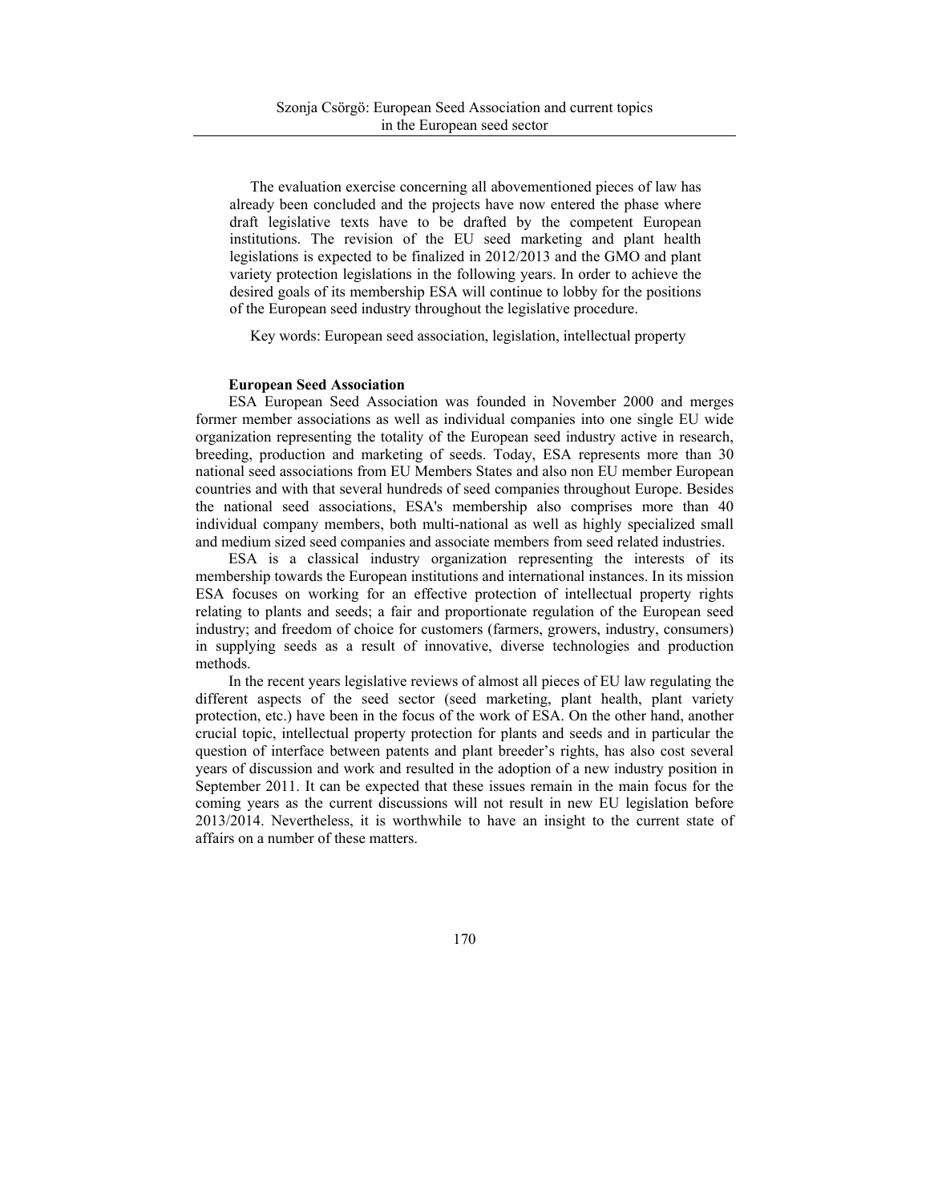The evaluation exercise concerning all abovementioned pieces of law has already been concluded and the projects have now entered the phase where draft legislative texts have to be drafted by the competent European institutions. The revision of the EU seed marketing and plant health legislations is expected to be finalized in 2012/2013 and the GMO and plant variety protection legislations in the following years. In order to achieve the desired goals of its membership ESA will continue to lobby for the positions of the European seed industry throughout the legislative procedure.

Key words: European seed association, legislation, intellectual property

**European Seed Association**

ESA European Seed Association was founded in November 2000 and merges former member associations as well as individual companies into one single EU wide organization representing the totality of the European seed industry active in research, breeding, production and marketing of seeds. Today, ESA represents more than 30 national seed associations from EU Members States and also non EU member European countries and with that several hundreds of seed companies throughout Europe. Besides the national seed associations, ESA's membership also comprises more than 40 individual company members, both multi-national as well as highly specialized small and medium sized seed companies and associate members from seed related industries.

ESA is a classical industry organization representing the interests of its membership towards the European institutions and international instances. In its mission ESA focuses on working for an effective protection of intellectual property rights relating to plants and seeds; a fair and proportionate regulation of the European seed industry; and freedom of choice for customers (farmers, growers, industry, consumers) in supplying seeds as a result of innovative, diverse technologies and production methods.

In the recent years legislative reviews of almost all pieces of EU law regulating the different aspects of the seed sector (seed marketing, plant health, plant variety protection, etc.) have been in the focus of the work of ESA. On the other hand, another crucial topic, intellectual property protection for plants and seeds and in particular the question of interface between patents and plant breeder's rights, has also cost several years of discussion and work and resulted in the adoption of a new industry position in September 2011. It can be expected that these issues remain in the main focus for the coming years as the current discussions will not result in new EU legislation before 2013/2014. Nevertheless, it is worthwhile to have an insight to the current state of affairs on a number of these matters.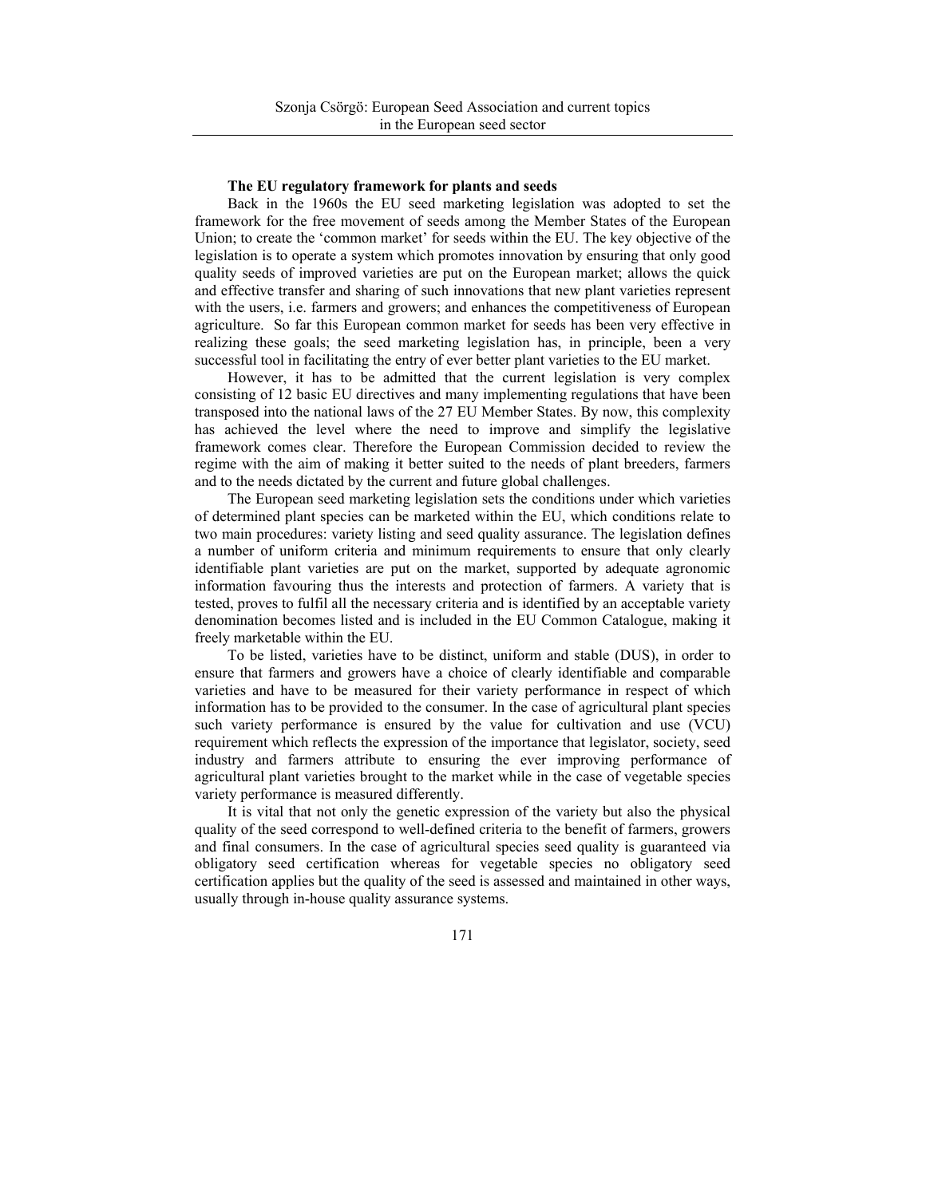### The EU regulatory framework for plants and seeds

Back in the 1960s the EU seed marketing legislation was adopted to set the framework for the free movement of seeds among the Member States of the European Union; to create the 'common market' for seeds within the EU. The key objective of the legislation is to operate a system which promotes innovation by ensuring that only good quality seeds of improved varieties are put on the European market; allows the quick and effective transfer and sharing of such innovations that new plant varieties represent with the users, i.e. farmers and growers; and enhances the competitiveness of European agriculture. So far this European common market for seeds has been very effective in realizing these goals; the seed marketing legislation has, in principle, been a very successful tool in facilitating the entry of ever better plant varieties to the EU market.

However, it has to be admitted that the current legislation is very complex consisting of 12 basic EU directives and many implementing regulations that have been transposed into the national laws of the 27 EU Member States. By now, this complexity has achieved the level where the need to improve and simplify the legislative framework comes clear. Therefore the European Commission decided to review the regime with the aim of making it better suited to the needs of plant breeders, farmers and to the needs dictated by the current and future global challenges.

The European seed marketing legislation sets the conditions under which varieties of determined plant species can be marketed within the EU, which conditions relate to two main procedures: variety listing and seed quality assurance. The legislation defines a number of uniform criteria and minimum requirements to ensure that only clearly identifiable plant varieties are put on the market, supported by adequate agronomic information favouring thus the interests and protection of farmers. A variety that is tested, proves to fulfil all the necessary criteria and is identified by an acceptable variety denomination becomes listed and is included in the EU Common Catalogue, making it freely marketable within the EU.

To be listed, varieties have to be distinct, uniform and stable (DUS), in order to ensure that farmers and growers have a choice of clearly identifiable and comparable varieties and have to be measured for their variety performance in respect of which information has to be provided to the consumer. In the case of agricultural plant species such variety performance is ensured by the value for cultivation and use (VCU) requirement which reflects the expression of the importance that legislator, society, seed industry and farmers attribute to ensuring the ever improving performance of agricultural plant varieties brought to the market while in the case of vegetable species variety performance is measured differently.

It is vital that not only the genetic expression of the variety but also the physical quality of the seed correspond to well-defined criteria to the benefit of farmers, growers and final consumers. In the case of agricultural species seed quality is guaranteed via obligatory seed certification whereas for vegetable species no obligatory seed certification applies but the quality of the seed is assessed and maintained in other ways, usually through in-house quality assurance systems.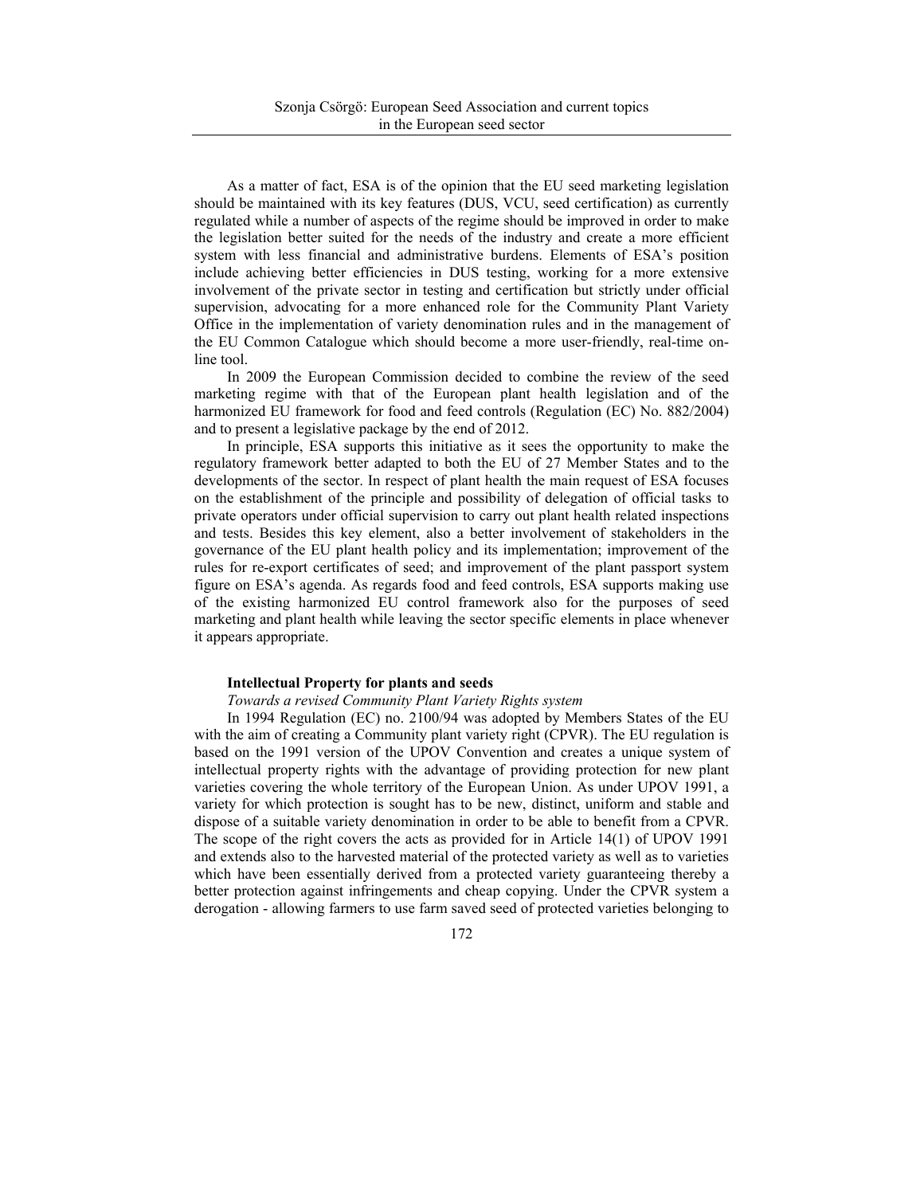As a matter of fact, ESA is of the opinion that the EU seed marketing legislation should be maintained with its key features (DUS, VCU, seed certification) as currently regulated while a number of aspects of the regime should be improved in order to make the legislation better suited for the needs of the industry and create a more efficient system with less financial and administrative burdens. Elements of ESA's position include achieving better efficiencies in DUS testing, working for a more extensive involvement of the private sector in testing and certification but strictly under official supervision, advocating for a more enhanced role for the Community Plant Variety Office in the implementation of variety denomination rules and in the management of the EU Common Catalogue which should become a more user-friendly, real-time on-line tool.

In 2009 the European Commission decided to combine the review of the seed marketing regime with that of the European plant health legislation and of the harmonized EU framework for food and feed controls (Regulation (EC) No. 882/2004) and to present a legislative package by the end of 2012.

In principle, ESA supports this initiative as it sees the opportunity to make the regulatory framework better adapted to both the EU of 27 Member States and to the developments of the sector. In respect of plant health the main request of ESA focuses on the establishment of the principle and possibility of delegation of official tasks to private operators under official supervision to carry out plant health related inspections and tests. Besides this key element, also a better involvement of stakeholders in the governance of the EU plant health policy and its implementation; improvement of the rules for re-export certificates of seed; and improvement of the plant passport system figure on ESA's agenda. As regards food and feed controls, ESA supports making use of the existing harmonized EU control framework also for the purposes of seed marketing and plant health while leaving the sector specific elements in place whenever it appears appropriate.

**Intellectual Property for plants and seeds**

*Towards a revised Community Plant Variety Rights system*

In 1994 Regulation (EC) no. 2100/94 was adopted by Members States of the EU with the aim of creating a Community plant variety right (CPVR). The EU regulation is based on the 1991 version of the UPOV Convention and creates a unique system of intellectual property rights with the advantage of providing protection for new plant varieties covering the whole territory of the European Union. As under UPOV 1991, a variety for which protection is sought has to be new, distinct, uniform and stable and dispose of a suitable variety denomination in order to be able to benefit from a CPVR. The scope of the right covers the acts as provided for in Article 14(1) of UPOV 1991 and extends also to the harvested material of the protected variety as well as to varieties which have been essentially derived from a protected variety guaranteeing thereby a better protection against infringements and cheap copying. Under the CPVR system a derogation - allowing farmers to use farm saved seed of protected varieties belonging to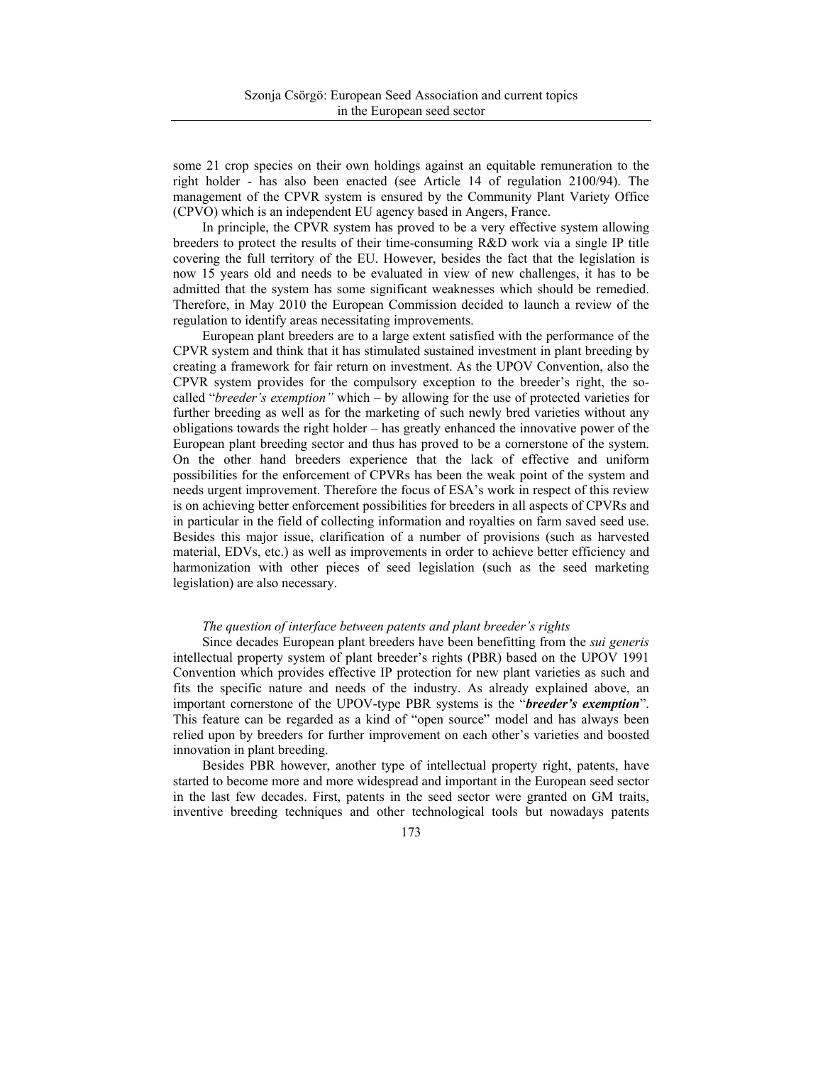some 21 crop species on their own holdings against an equitable remuneration to the right holder - has also been enacted (see Article 14 of regulation 2100/94). The management of the CPVR system is ensured by the Community Plant Variety Office (CPVO) which is an independent EU agency based in Angers, France.

In principle, the CPVR system has proved to be a very effective system allowing breeders to protect the results of their time-consuming R&D work via a single IP title covering the full territory of the EU. However, besides the fact that the legislation is now 15 years old and needs to be evaluated in view of new challenges, it has to be admitted that the system has some significant weaknesses which should be remedied. Therefore, in May 2010 the European Commission decided to launch a review of the regulation to identify areas necessitating improvements.

European plant breeders are to a large extent satisfied with the performance of the CPVR system and think that it has stimulated sustained investment in plant breeding by creating a framework for fair return on investment. As the UPOV Convention, also the CPVR system provides for the compulsory exception to the breeder's right, the so-called "*breeder's exemption"* which – by allowing for the use of protected varieties for further breeding as well as for the marketing of such newly bred varieties without any obligations towards the right holder – has greatly enhanced the innovative power of the European plant breeding sector and thus has proved to be a cornerstone of the system. On the other hand breeders experience that the lack of effective and uniform possibilities for the enforcement of CPVRs has been the weak point of the system and needs urgent improvement. Therefore the focus of ESA's work in respect of this review is on achieving better enforcement possibilities for breeders in all aspects of CPVRs and in particular in the field of collecting information and royalties on farm saved seed use. Besides this major issue, clarification of a number of provisions (such as harvested material, EDVs, etc.) as well as improvements in order to achieve better efficiency and harmonization with other pieces of seed legislation (such as the seed marketing legislation) are also necessary.

*The question of interface between patents and plant breeder's rights*

Since decades European plant breeders have been benefitting from the *sui generis* intellectual property system of plant breeder's rights (PBR) based on the UPOV 1991 Convention which provides effective IP protection for new plant varieties as such and fits the specific nature and needs of the industry. As already explained above, an important cornerstone of the UPOV-type PBR systems is the "***breeder's exemption***". This feature can be regarded as a kind of "open source" model and has always been relied upon by breeders for further improvement on each other's varieties and boosted innovation in plant breeding.

Besides PBR however, another type of intellectual property right, patents, have started to become more and more widespread and important in the European seed sector in the last few decades. First, patents in the seed sector were granted on GM traits, inventive breeding techniques and other technological tools but nowadays patents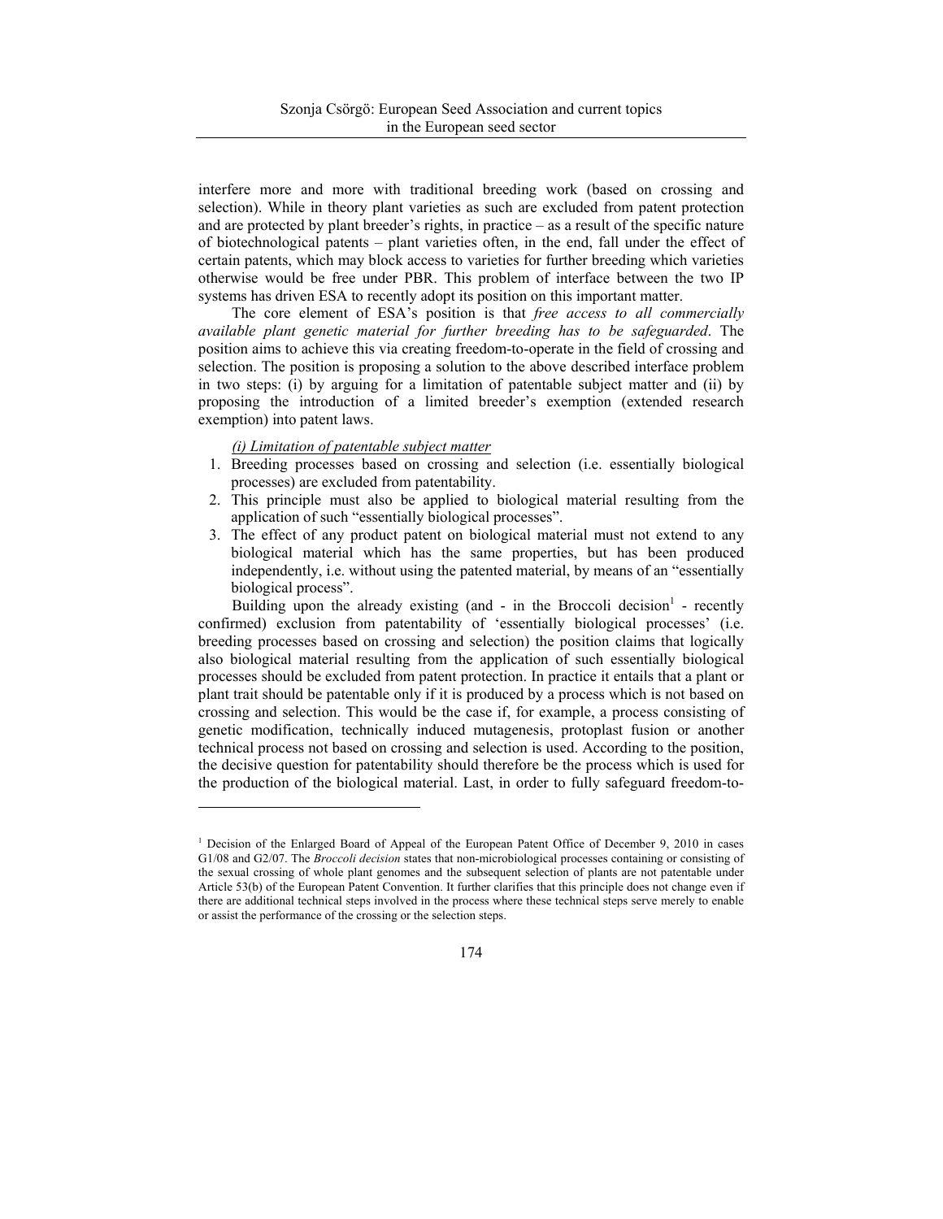interfere more and more with traditional breeding work (based on crossing and selection). While in theory plant varieties as such are excluded from patent protection and are protected by plant breeder's rights, in practice – as a result of the specific nature of biotechnological patents – plant varieties often, in the end, fall under the effect of certain patents, which may block access to varieties for further breeding which varieties otherwise would be free under PBR. This problem of interface between the two IP systems has driven ESA to recently adopt its position on this important matter.

The core element of ESA's position is that *free access to all commercially available plant genetic material for further breeding has to be safeguarded*. The position aims to achieve this via creating freedom-to-operate in the field of crossing and selection. The position is proposing a solution to the above described interface problem in two steps: (i) by arguing for a limitation of patentable subject matter and (ii) by proposing the introduction of a limited breeder's exemption (extended research exemption) into patent laws.

*(i) Limitation of patentable subject matter*

1. Breeding processes based on crossing and selection (i.e. essentially biological processes) are excluded from patentability.
2. This principle must also be applied to biological material resulting from the application of such "essentially biological processes".
3. The effect of any product patent on biological material must not extend to any biological material which has the same properties, but has been produced independently, i.e. without using the patented material, by means of an "essentially biological process".

Building upon the already existing (and - in the Broccoli decision[1] - recently confirmed) exclusion from patentability of 'essentially biological processes' (i.e. breeding processes based on crossing and selection) the position claims that logically also biological material resulting from the application of such essentially biological processes should be excluded from patent protection. In practice it entails that a plant or plant trait should be patentable only if it is produced by a process which is not based on crossing and selection. This would be the case if, for example, a process consisting of genetic modification, technically induced mutagenesis, protoplast fusion or another technical process not based on crossing and selection is used. According to the position, the decisive question for patentability should therefore be the process which is used for the production of the biological material. Last, in order to fully safeguard freedom-to-

[1] Decision of the Enlarged Board of Appeal of the European Patent Office of December 9, 2010 in cases G1/08 and G2/07. The *Broccoli decision* states that non-microbiological processes containing or consisting of the sexual crossing of whole plant genomes and the subsequent selection of plants are not patentable under Article 53(b) of the European Patent Convention. It further clarifies that this principle does not change even if there are additional technical steps involved in the process where these technical steps serve merely to enable or assist the performance of the crossing or the selection steps.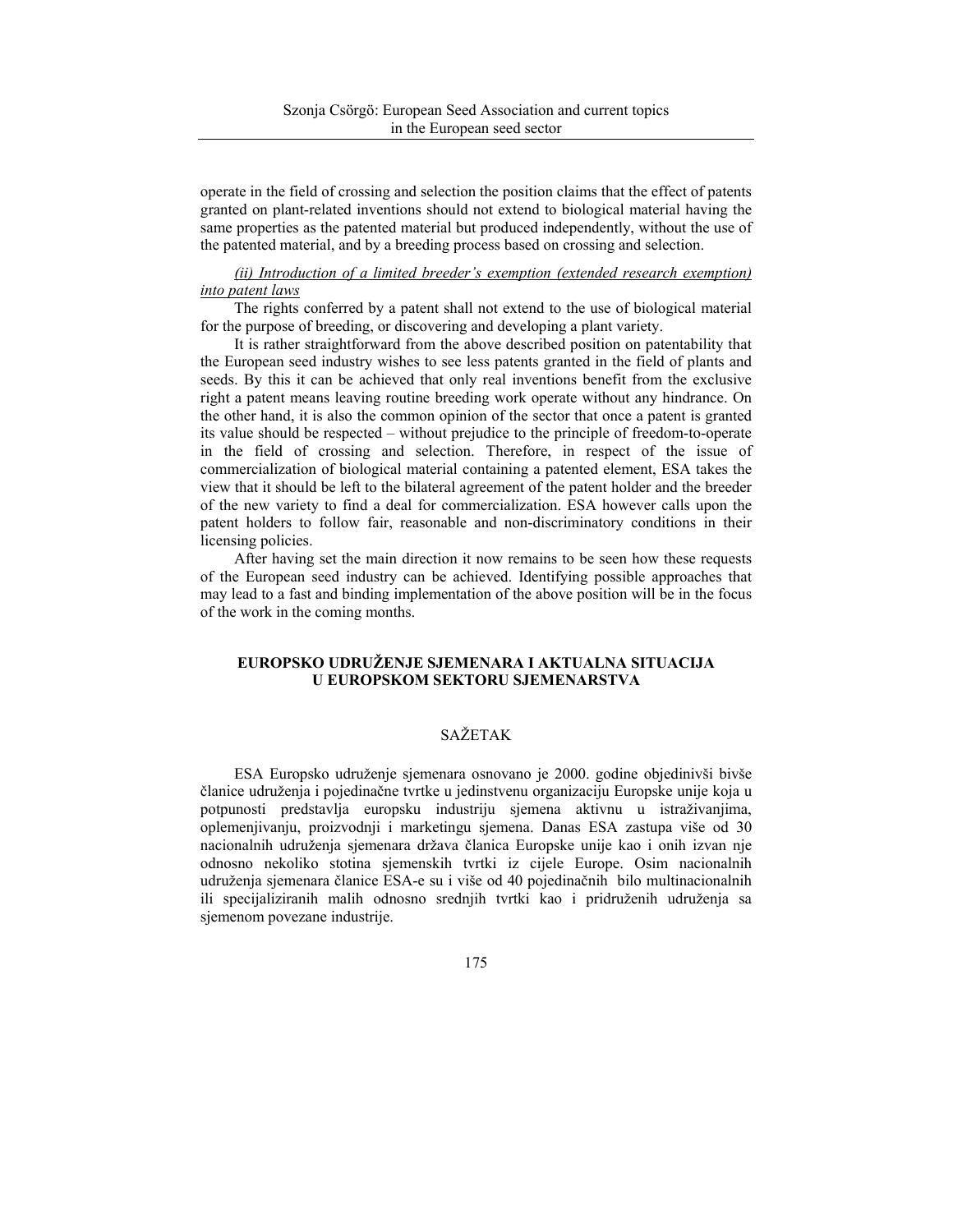operate in the field of crossing and selection the position claims that the effect of patents granted on plant-related inventions should not extend to biological material having the same properties as the patented material but produced independently, without the use of the patented material, and by a breeding process based on crossing and selection.

*(ii) Introduction of a limited breeder's exemption (extended research exemption) into patent laws*

The rights conferred by a patent shall not extend to the use of biological material for the purpose of breeding, or discovering and developing a plant variety.

It is rather straightforward from the above described position on patentability that the European seed industry wishes to see less patents granted in the field of plants and seeds. By this it can be achieved that only real inventions benefit from the exclusive right a patent means leaving routine breeding work operate without any hindrance. On the other hand, it is also the common opinion of the sector that once a patent is granted its value should be respected – without prejudice to the principle of freedom-to-operate in the field of crossing and selection. Therefore, in respect of the issue of commercialization of biological material containing a patented element, ESA takes the view that it should be left to the bilateral agreement of the patent holder and the breeder of the new variety to find a deal for commercialization. ESA however calls upon the patent holders to follow fair, reasonable and non-discriminatory conditions in their licensing policies.

After having set the main direction it now remains to be seen how these requests of the European seed industry can be achieved. Identifying possible approaches that may lead to a fast and binding implementation of the above position will be in the focus of the work in the coming months.

## EUROPSKO UDRUŽENJE SJEMENARA I AKTUALNA SITUACIJA U EUROPSKOM SEKTORU SJEMENARSTVA

### SAŽETAK

ESA Europsko udruženje sjemenara osnovano je 2000. godine objedinivši bivše članice udruženja i pojedinačne tvrtke u jedinstvenu organizaciju Europske unije koja u potpunosti predstavlja europsku industriju sjemena aktivnu u istraživanjima, oplemenjivanju, proizvodnji i marketingu sjemena. Danas ESA zastupa više od 30 nacionalnih udruženja sjemenara država članica Europske unije kao i onih izvan nje odnosno nekoliko stotina sjemenskih tvrtki iz cijele Europe. Osim nacionalnih udruženja sjemenara članice ESA-e su i više od 40 pojedinačnih bilo multinacionalnih ili specijaliziranih malih odnosno srednjih tvrtki kao i pridruženih udruženja sa sjemenom povezane industrije.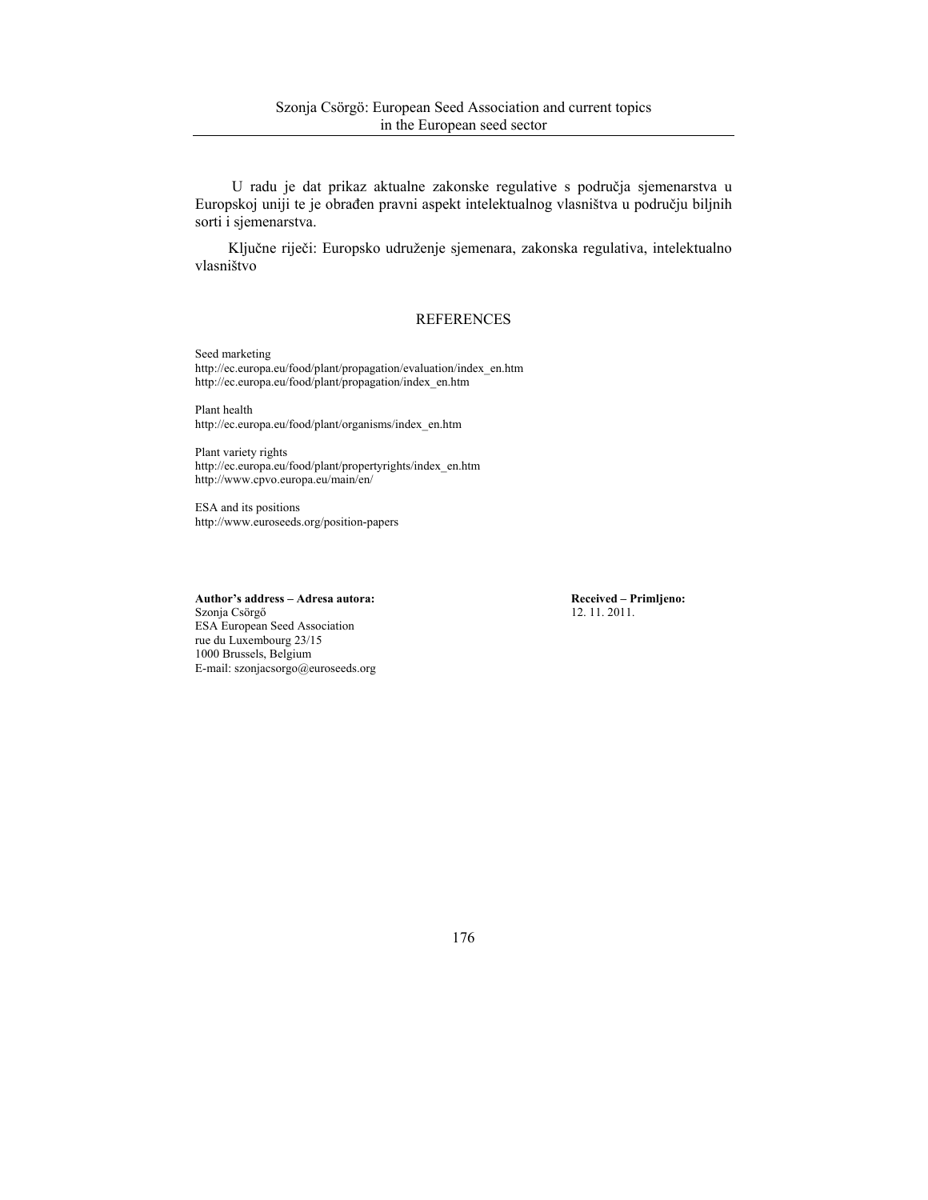U radu je dat prikaz aktualne zakonske regulative s područja sjemenarstva u Europskoj uniji te je obrađen pravni aspekt intelektualnog vlasništva u području biljnih sorti i sjemenarstva.

Ključne riječi: Europsko udruženje sjemenara, zakonska regulativa, intelektualno vlasništvo

## REFERENCES

Seed marketing
http://ec.europa.eu/food/plant/propagation/evaluation/index_en.htm
http://ec.europa.eu/food/plant/propagation/index_en.htm

Plant health
http://ec.europa.eu/food/plant/organisms/index_en.htm

Plant variety rights
http://ec.europa.eu/food/plant/propertyrights/index_en.htm
http://www.cpvo.europa.eu/main/en/

ESA and its positions
http://www.euroseeds.org/position-papers

**Author's address – Adresa autora:**
Szonja Csörgő
ESA European Seed Association
rue du Luxembourg 23/15
1000 Brussels, Belgium
E-mail: szonjacsorgo@euroseeds.org

**Received – Primljeno:**
12. 11. 2011.